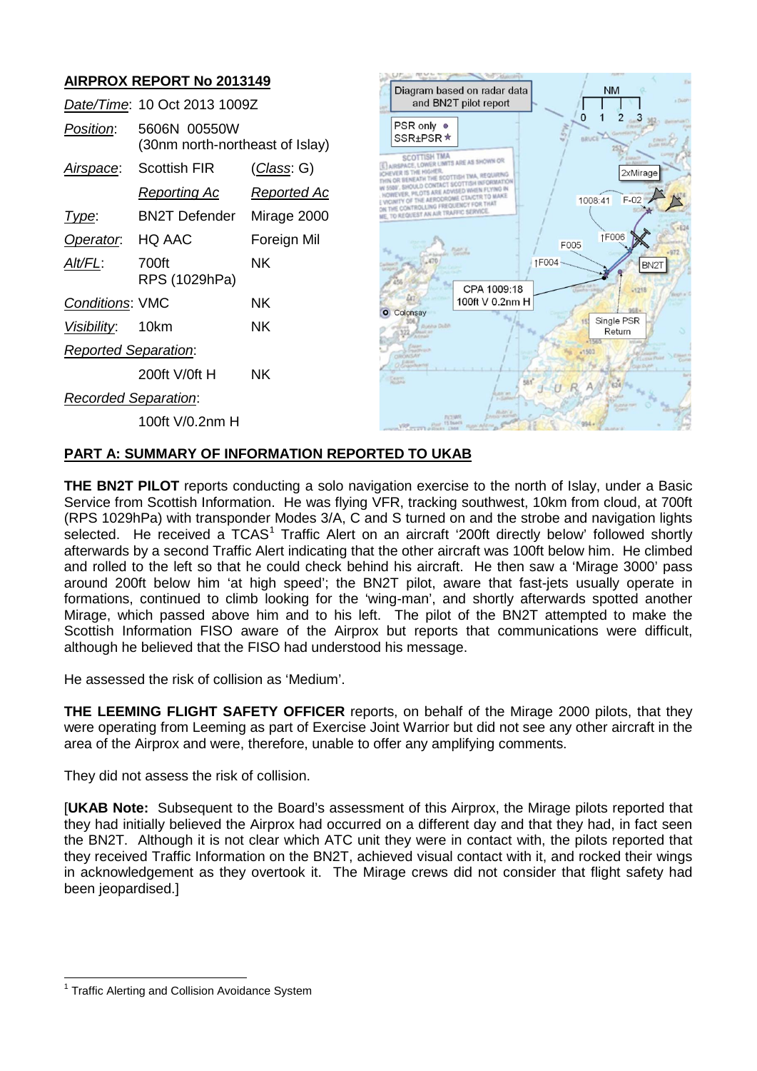## AIRPROX REPORT No 2013149

| | | |
|---|---|---|
| *Date/Time*: | 10 Oct 2013 1009Z | |
| *Position*: | 5606N 00550W (30nm north-northeast of Islay) | |
| *Airspace*: | Scottish FIR | (*Class*: G) |
| | *Reporting Ac* | *Reported Ac* |
| *Type*: | BN2T Defender | Mirage 2000 |
| *Operator*: | HQ AAC | Foreign Mil |
| *Alt/FL*: | 700ft RPS (1029hPa) | NK |
| *Conditions*: | VMC | NK |
| *Visibility*: | 10km | NK |
| *Reported Separation*: | | |
| | 200ft V/0ft H | NK |
| *Recorded Separation*: | | |
| | 100ft V/0.2nm H | |

## PART A: SUMMARY OF INFORMATION REPORTED TO UKAB

**THE BN2T PILOT** reports conducting a solo navigation exercise to the north of Islay, under a Basic Service from Scottish Information. He was flying VFR, tracking southwest, 10km from cloud, at 700ft (RPS 1029hPa) with transponder Modes 3/A, C and S turned on and the strobe and navigation lights selected. He received a TCAS[1] Traffic Alert on an aircraft '200ft directly below' followed shortly afterwards by a second Traffic Alert indicating that the other aircraft was 100ft below him. He climbed and rolled to the left so that he could check behind his aircraft. He then saw a 'Mirage 3000' pass around 200ft below him 'at high speed'; the BN2T pilot, aware that fast-jets usually operate in formations, continued to climb looking for the 'wing-man', and shortly afterwards spotted another Mirage, which passed above him and to his left. The pilot of the BN2T attempted to make the Scottish Information FISO aware of the Airprox but reports that communications were difficult, although he believed that the FISO had understood his message.

He assessed the risk of collision as 'Medium'.

**THE LEEMING FLIGHT SAFETY OFFICER** reports, on behalf of the Mirage 2000 pilots, that they were operating from Leeming as part of Exercise Joint Warrior but did not see any other aircraft in the area of the Airprox and were, therefore, unable to offer any amplifying comments.

They did not assess the risk of collision.

[**UKAB Note:** Subsequent to the Board's assessment of this Airprox, the Mirage pilots reported that they had initially believed the Airprox had occurred on a different day and that they had, in fact seen the BN2T. Although it is not clear which ATC unit they were in contact with, the pilots reported that they received Traffic Information on the BN2T, achieved visual contact with it, and rocked their wings in acknowledgement as they overtook it. The Mirage crews did not consider that flight safety had been jeopardised.]

[1] Traffic Alerting and Collision Avoidance System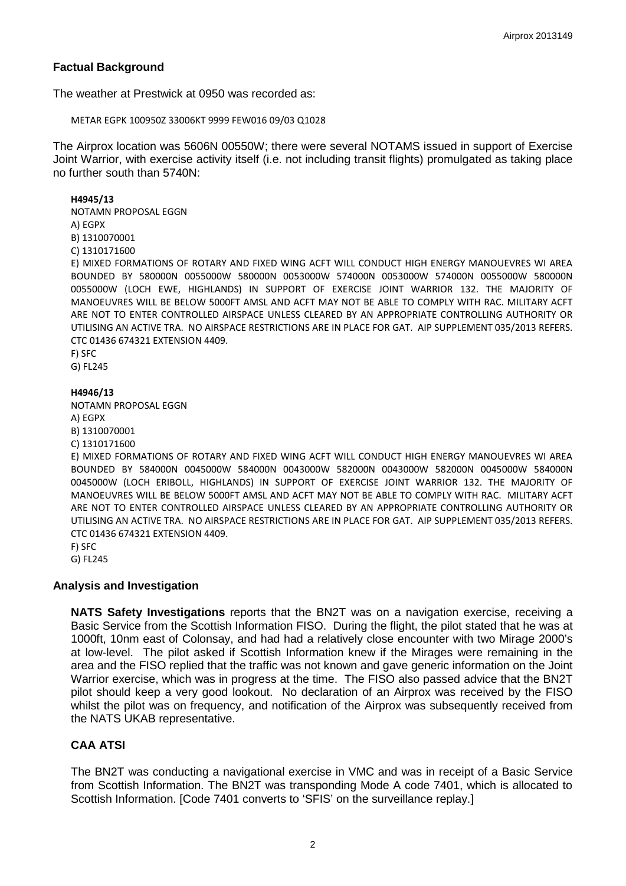## Factual Background

The weather at Prestwick at 0950 was recorded as:

```
METAR EGPK 100950Z 33006KT 9999 FEW016 09/03 Q1028
```

The Airprox location was 5606N 00550W; there were several NOTAMS issued in support of Exercise Joint Warrior, with exercise activity itself (i.e. not including transit flights) promulgated as taking place no further south than 5740N:

**H4945/13**

NOTAMN PROPOSAL EGGN
A) EGPX
B) 1310070001
C) 1310171600
E) MIXED FORMATIONS OF ROTARY AND FIXED WING ACFT WILL CONDUCT HIGH ENERGY MANOUEVRES WI AREA BOUNDED BY 580000N 0055000W 580000N 0053000W 574000N 0053000W 574000N 0055000W 580000N 0055000W (LOCH EWE, HIGHLANDS) IN SUPPORT OF EXERCISE JOINT WARRIOR 132. THE MAJORITY OF MANOEUVRES WILL BE BELOW 5000FT AMSL AND ACFT MAY NOT BE ABLE TO COMPLY WITH RAC. MILITARY ACFT ARE NOT TO ENTER CONTROLLED AIRSPACE UNLESS CLEARED BY AN APPROPRIATE CONTROLLING AUTHORITY OR UTILISING AN ACTIVE TRA. NO AIRSPACE RESTRICTIONS ARE IN PLACE FOR GAT. AIP SUPPLEMENT 035/2013 REFERS. CTC 01436 674321 EXTENSION 4409.
F) SFC
G) FL245

**H4946/13**

NOTAMN PROPOSAL EGGN
A) EGPX
B) 1310070001
C) 1310171600
E) MIXED FORMATIONS OF ROTARY AND FIXED WING ACFT WILL CONDUCT HIGH ENERGY MANOUEVRES WI AREA BOUNDED BY 584000N 0045000W 584000N 0043000W 582000N 0043000W 582000N 0045000W 584000N 0045000W (LOCH ERIBOLL, HIGHLANDS) IN SUPPORT OF EXERCISE JOINT WARRIOR 132. THE MAJORITY OF MANOEUVRES WILL BE BELOW 5000FT AMSL AND ACFT MAY NOT BE ABLE TO COMPLY WITH RAC. MILITARY ACFT ARE NOT TO ENTER CONTROLLED AIRSPACE UNLESS CLEARED BY AN APPROPRIATE CONTROLLING AUTHORITY OR UTILISING AN ACTIVE TRA. NO AIRSPACE RESTRICTIONS ARE IN PLACE FOR GAT. AIP SUPPLEMENT 035/2013 REFERS. CTC 01436 674321 EXTENSION 4409.
F) SFC
G) FL245

## Analysis and Investigation

**NATS Safety Investigations** reports that the BN2T was on a navigation exercise, receiving a Basic Service from the Scottish Information FISO. During the flight, the pilot stated that he was at 1000ft, 10nm east of Colonsay, and had had a relatively close encounter with two Mirage 2000's at low-level. The pilot asked if Scottish Information knew if the Mirages were remaining in the area and the FISO replied that the traffic was not known and gave generic information on the Joint Warrior exercise, which was in progress at the time. The FISO also passed advice that the BN2T pilot should keep a very good lookout. No declaration of an Airprox was received by the FISO whilst the pilot was on frequency, and notification of the Airprox was subsequently received from the NATS UKAB representative.

### CAA ATSI

The BN2T was conducting a navigational exercise in VMC and was in receipt of a Basic Service from Scottish Information. The BN2T was transponding Mode A code 7401, which is allocated to Scottish Information. [Code 7401 converts to 'SFIS' on the surveillance replay.]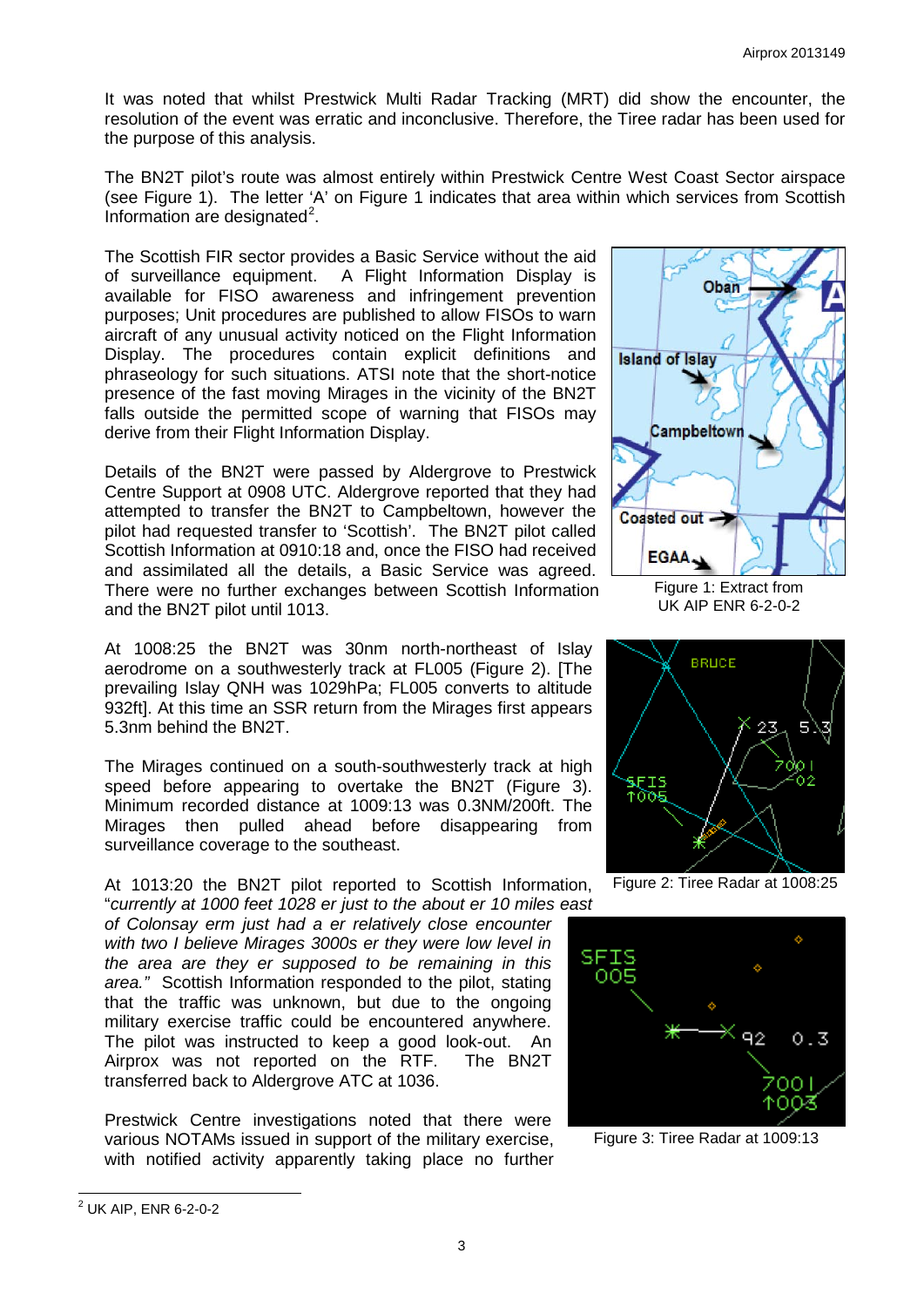It was noted that whilst Prestwick Multi Radar Tracking (MRT) did show the encounter, the resolution of the event was erratic and inconclusive. Therefore, the Tiree radar has been used for the purpose of this analysis.

The BN2T pilot's route was almost entirely within Prestwick Centre West Coast Sector airspace (see Figure 1). The letter 'A' on Figure 1 indicates that area within which services from Scottish Information are designated[2].

The Scottish FIR sector provides a Basic Service without the aid of surveillance equipment. A Flight Information Display is available for FISO awareness and infringement prevention purposes; Unit procedures are published to allow FISOs to warn aircraft of any unusual activity noticed on the Flight Information Display. The procedures contain explicit definitions and phraseology for such situations. ATSI note that the short-notice presence of the fast moving Mirages in the vicinity of the BN2T falls outside the permitted scope of warning that FISOs may derive from their Flight Information Display.

Figure 1: Extract from UK AIP ENR 6-2-0-2

Details of the BN2T were passed by Aldergrove to Prestwick Centre Support at 0908 UTC. Aldergrove reported that they had attempted to transfer the BN2T to Campbeltown, however the pilot had requested transfer to 'Scottish'. The BN2T pilot called Scottish Information at 0910:18 and, once the FISO had received and assimilated all the details, a Basic Service was agreed. There were no further exchanges between Scottish Information and the BN2T pilot until 1013.

At 1008:25 the BN2T was 30nm north-northeast of Islay aerodrome on a southwesterly track at FL005 (Figure 2). [The prevailing Islay QNH was 1029hPa; FL005 converts to altitude 932ft]. At this time an SSR return from the Mirages first appears 5.3nm behind the BN2T.

Figure 2: Tiree Radar at 1008:25

The Mirages continued on a south-southwesterly track at high speed before appearing to overtake the BN2T (Figure 3). Minimum recorded distance at 1009:13 was 0.3NM/200ft. The Mirages then pulled ahead before disappearing from surveillance coverage to the southeast.

At 1013:20 the BN2T pilot reported to Scottish Information, "*currently at 1000 feet 1028 er just to the about er 10 miles east of Colonsay erm just had a er relatively close encounter with two I believe Mirages 3000s er they were low level in the area are they er supposed to be remaining in this area.*" Scottish Information responded to the pilot, stating that the traffic was unknown, but due to the ongoing military exercise traffic could be encountered anywhere. The pilot was instructed to keep a good look-out. An Airprox was not reported on the RTF. The BN2T transferred back to Aldergrove ATC at 1036.

Figure 3: Tiree Radar at 1009:13

Prestwick Centre investigations noted that there were various NOTAMs issued in support of the military exercise, with notified activity apparently taking place no further

---

[2] UK AIP, ENR 6-2-0-2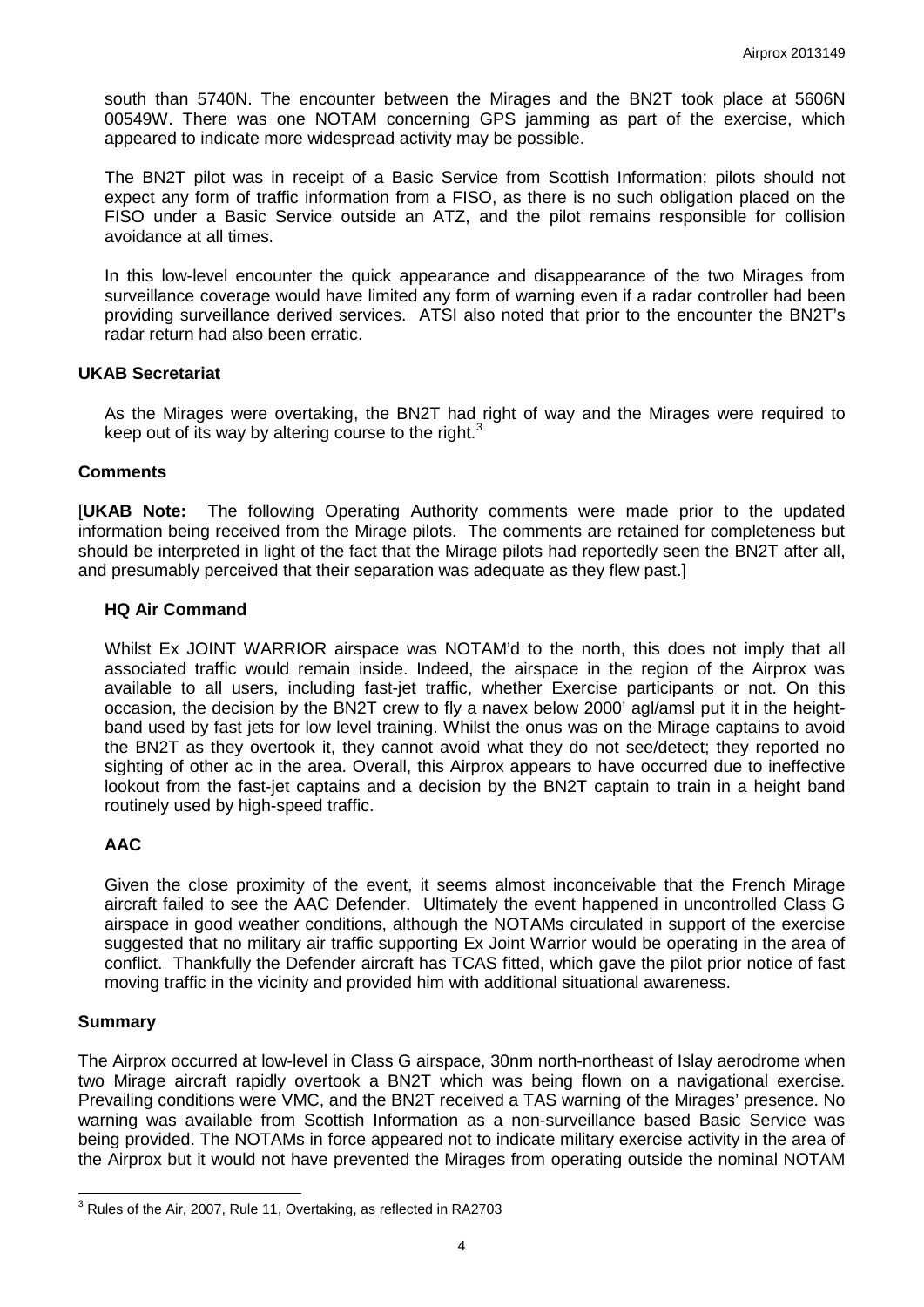south than 5740N. The encounter between the Mirages and the BN2T took place at 5606N 00549W. There was one NOTAM concerning GPS jamming as part of the exercise, which appeared to indicate more widespread activity may be possible.

The BN2T pilot was in receipt of a Basic Service from Scottish Information; pilots should not expect any form of traffic information from a FISO, as there is no such obligation placed on the FISO under a Basic Service outside an ATZ, and the pilot remains responsible for collision avoidance at all times.

In this low-level encounter the quick appearance and disappearance of the two Mirages from surveillance coverage would have limited any form of warning even if a radar controller had been providing surveillance derived services. ATSI also noted that prior to the encounter the BN2T's radar return had also been erratic.

### UKAB Secretariat

As the Mirages were overtaking, the BN2T had right of way and the Mirages were required to keep out of its way by altering course to the right.[3]

### Comments

[**UKAB Note:** The following Operating Authority comments were made prior to the updated information being received from the Mirage pilots. The comments are retained for completeness but should be interpreted in light of the fact that the Mirage pilots had reportedly seen the BN2T after all, and presumably perceived that their separation was adequate as they flew past.]

#### HQ Air Command

Whilst Ex JOINT WARRIOR airspace was NOTAM'd to the north, this does not imply that all associated traffic would remain inside. Indeed, the airspace in the region of the Airprox was available to all users, including fast-jet traffic, whether Exercise participants or not. On this occasion, the decision by the BN2T crew to fly a navex below 2000' agl/amsl put it in the height-band used by fast jets for low level training. Whilst the onus was on the Mirage captains to avoid the BN2T as they overtook it, they cannot avoid what they do not see/detect; they reported no sighting of other ac in the area. Overall, this Airprox appears to have occurred due to ineffective lookout from the fast-jet captains and a decision by the BN2T captain to train in a height band routinely used by high-speed traffic.

#### AAC

Given the close proximity of the event, it seems almost inconceivable that the French Mirage aircraft failed to see the AAC Defender. Ultimately the event happened in uncontrolled Class G airspace in good weather conditions, although the NOTAMs circulated in support of the exercise suggested that no military air traffic supporting Ex Joint Warrior would be operating in the area of conflict. Thankfully the Defender aircraft has TCAS fitted, which gave the pilot prior notice of fast moving traffic in the vicinity and provided him with additional situational awareness.

### Summary

The Airprox occurred at low-level in Class G airspace, 30nm north-northeast of Islay aerodrome when two Mirage aircraft rapidly overtook a BN2T which was being flown on a navigational exercise. Prevailing conditions were VMC, and the BN2T received a TAS warning of the Mirages' presence. No warning was available from Scottish Information as a non-surveillance based Basic Service was being provided. The NOTAMs in force appeared not to indicate military exercise activity in the area of the Airprox but it would not have prevented the Mirages from operating outside the nominal NOTAM

---

[3] Rules of the Air, 2007, Rule 11, Overtaking, as reflected in RA2703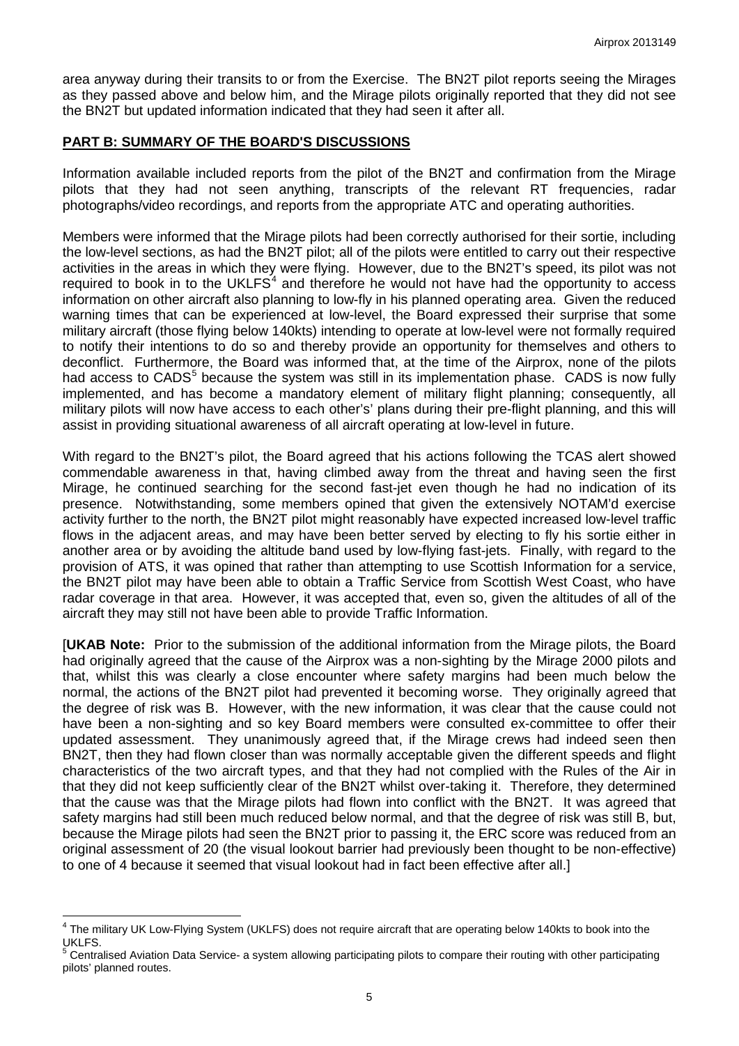area anyway during their transits to or from the Exercise. The BN2T pilot reports seeing the Mirages as they passed above and below him, and the Mirage pilots originally reported that they did not see the BN2T but updated information indicated that they had seen it after all.

## PART B: SUMMARY OF THE BOARD'S DISCUSSIONS

Information available included reports from the pilot of the BN2T and confirmation from the Mirage pilots that they had not seen anything, transcripts of the relevant RT frequencies, radar photographs/video recordings, and reports from the appropriate ATC and operating authorities.

Members were informed that the Mirage pilots had been correctly authorised for their sortie, including the low-level sections, as had the BN2T pilot; all of the pilots were entitled to carry out their respective activities in the areas in which they were flying. However, due to the BN2T's speed, its pilot was not required to book in to the UKLFS[4] and therefore he would not have had the opportunity to access information on other aircraft also planning to low-fly in his planned operating area. Given the reduced warning times that can be experienced at low-level, the Board expressed their surprise that some military aircraft (those flying below 140kts) intending to operate at low-level were not formally required to notify their intentions to do so and thereby provide an opportunity for themselves and others to deconflict. Furthermore, the Board was informed that, at the time of the Airprox, none of the pilots had access to CADS[5] because the system was still in its implementation phase. CADS is now fully implemented, and has become a mandatory element of military flight planning; consequently, all military pilots will now have access to each other's' plans during their pre-flight planning, and this will assist in providing situational awareness of all aircraft operating at low-level in future.

With regard to the BN2T's pilot, the Board agreed that his actions following the TCAS alert showed commendable awareness in that, having climbed away from the threat and having seen the first Mirage, he continued searching for the second fast-jet even though he had no indication of its presence. Notwithstanding, some members opined that given the extensively NOTAM'd exercise activity further to the north, the BN2T pilot might reasonably have expected increased low-level traffic flows in the adjacent areas, and may have been better served by electing to fly his sortie either in another area or by avoiding the altitude band used by low-flying fast-jets. Finally, with regard to the provision of ATS, it was opined that rather than attempting to use Scottish Information for a service, the BN2T pilot may have been able to obtain a Traffic Service from Scottish West Coast, who have radar coverage in that area. However, it was accepted that, even so, given the altitudes of all of the aircraft they may still not have been able to provide Traffic Information.

[**UKAB Note:** Prior to the submission of the additional information from the Mirage pilots, the Board had originally agreed that the cause of the Airprox was a non-sighting by the Mirage 2000 pilots and that, whilst this was clearly a close encounter where safety margins had been much below the normal, the actions of the BN2T pilot had prevented it becoming worse. They originally agreed that the degree of risk was B. However, with the new information, it was clear that the cause could not have been a non-sighting and so key Board members were consulted ex-committee to offer their updated assessment. They unanimously agreed that, if the Mirage crews had indeed seen then BN2T, then they had flown closer than was normally acceptable given the different speeds and flight characteristics of the two aircraft types, and that they had not complied with the Rules of the Air in that they did not keep sufficiently clear of the BN2T whilst over-taking it. Therefore, they determined that the cause was that the Mirage pilots had flown into conflict with the BN2T. It was agreed that safety margins had still been much reduced below normal, and that the degree of risk was still B, but, because the Mirage pilots had seen the BN2T prior to passing it, the ERC score was reduced from an original assessment of 20 (the visual lookout barrier had previously been thought to be non-effective) to one of 4 because it seemed that visual lookout had in fact been effective after all.]

---

[4] The military UK Low-Flying System (UKLFS) does not require aircraft that are operating below 140kts to book into the UKLFS.

[5] Centralised Aviation Data Service- a system allowing participating pilots to compare their routing with other participating pilots' planned routes.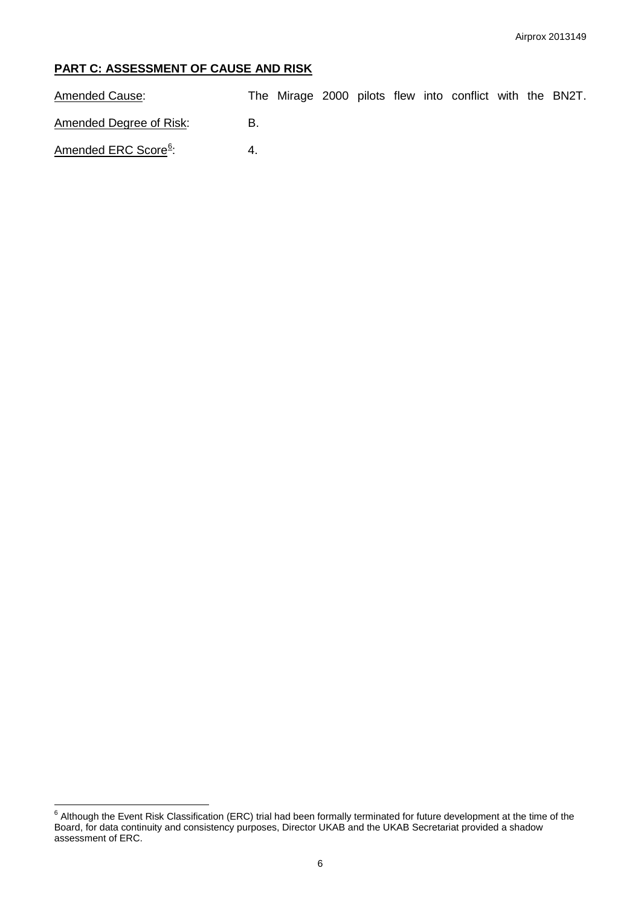**PART C: ASSESSMENT OF CAUSE AND RISK**

Amended Cause: The Mirage 2000 pilots flew into conflict with the BN2T.

Amended Degree of Risk: B.

Amended ERC Score[6]: 4.

---

[6] Although the Event Risk Classification (ERC) trial had been formally terminated for future development at the time of the Board, for data continuity and consistency purposes, Director UKAB and the UKAB Secretariat provided a shadow assessment of ERC.